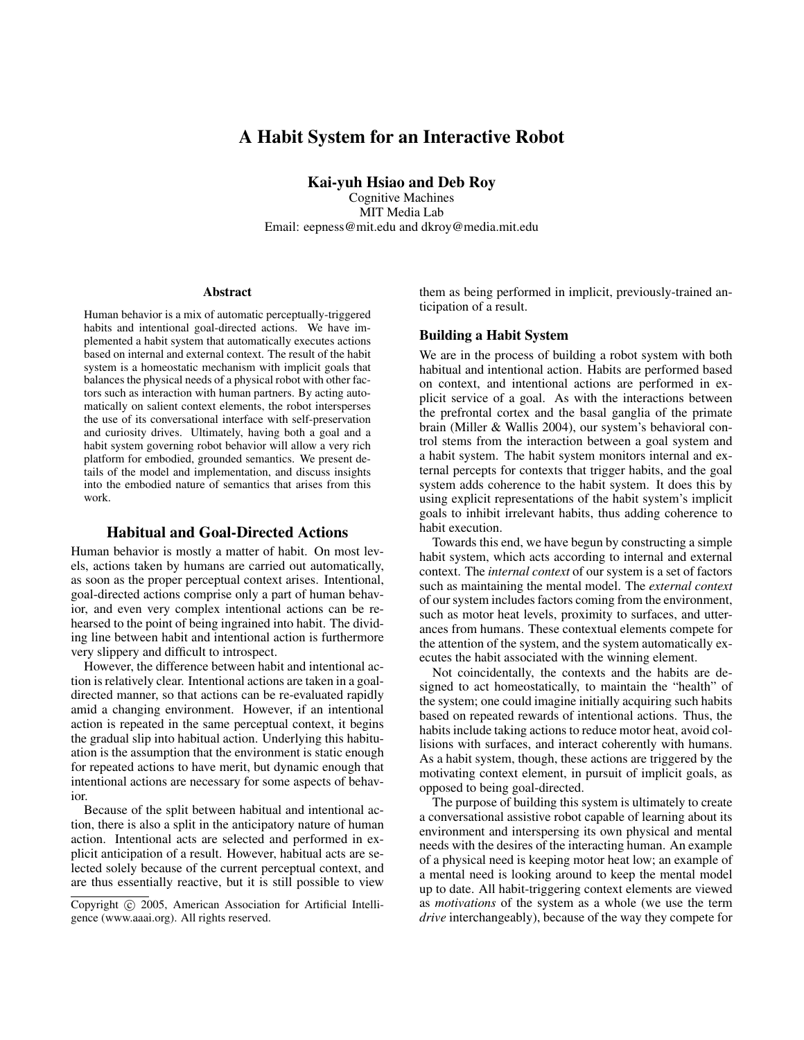# A Habit System for an Interactive Robot

**Kai-yuh Hsiao and Deb Roy**

Cognitive Machines
MIT Media Lab
Email: eepness@mit.edu and dkroy@media.mit.edu

### Abstract

Human behavior is a mix of automatic perceptually-triggered habits and intentional goal-directed actions. We have implemented a habit system that automatically executes actions based on internal and external context. The result of the habit system is a homeostatic mechanism with implicit goals that balances the physical needs of a physical robot with other factors such as interaction with human partners. By acting automatically on salient context elements, the robot intersperses the use of its conversational interface with self-preservation and curiosity drives. Ultimately, having both a goal and a habit system governing robot behavior will allow a very rich platform for embodied, grounded semantics. We present details of the model and implementation, and discuss insights into the embodied nature of semantics that arises from this work.

## Habitual and Goal-Directed Actions

Human behavior is mostly a matter of habit. On most levels, actions taken by humans are carried out automatically, as soon as the proper perceptual context arises. Intentional, goal-directed actions comprise only a part of human behavior, and even very complex intentional actions can be rehearsed to the point of being ingrained into habit. The dividing line between habit and intentional action is furthermore very slippery and difficult to introspect.

However, the difference between habit and intentional action is relatively clear. Intentional actions are taken in a goal-directed manner, so that actions can be re-evaluated rapidly amid a changing environment. However, if an intentional action is repeated in the same perceptual context, it begins the gradual slip into habitual action. Underlying this habituation is the assumption that the environment is static enough for repeated actions to have merit, but dynamic enough that intentional actions are necessary for some aspects of behavior.

Because of the split between habitual and intentional action, there is also a split in the anticipatory nature of human action. Intentional acts are selected and performed in explicit anticipation of a result. However, habitual acts are selected solely because of the current perceptual context, and are thus essentially reactive, but it is still possible to view them as being performed in implicit, previously-trained anticipation of a result.

Copyright © 2005, American Association for Artificial Intelligence (www.aaai.org). All rights reserved.

### Building a Habit System

We are in the process of building a robot system with both habitual and intentional action. Habits are performed based on context, and intentional actions are performed in explicit service of a goal. As with the interactions between the prefrontal cortex and the basal ganglia of the primate brain (Miller & Wallis 2004), our system's behavioral control stems from the interaction between a goal system and a habit system. The habit system monitors internal and external percepts for contexts that trigger habits, and the goal system adds coherence to the habit system. It does this by using explicit representations of the habit system's implicit goals to inhibit irrelevant habits, thus adding coherence to habit execution.

Towards this end, we have begun by constructing a simple habit system, which acts according to internal and external context. The *internal context* of our system is a set of factors such as maintaining the mental model. The *external context* of our system includes factors coming from the environment, such as motor heat levels, proximity to surfaces, and utterances from humans. These contextual elements compete for the attention of the system, and the system automatically executes the habit associated with the winning element.

Not coincidentally, the contexts and the habits are designed to act homeostatically, to maintain the "health" of the system; one could imagine initially acquiring such habits based on repeated rewards of intentional actions. Thus, the habits include taking actions to reduce motor heat, avoid collisions with surfaces, and interact coherently with humans. As a habit system, though, these actions are triggered by the motivating context element, in pursuit of implicit goals, as opposed to being goal-directed.

The purpose of building this system is ultimately to create a conversational assistive robot capable of learning about its environment and interspersing its own physical and mental needs with the desires of the interacting human. An example of a physical need is keeping motor heat low; an example of a mental need is looking around to keep the mental model up to date. All habit-triggering context elements are viewed as *motivations* of the system as a whole (we use the term *drive* interchangeably), because of the way they compete for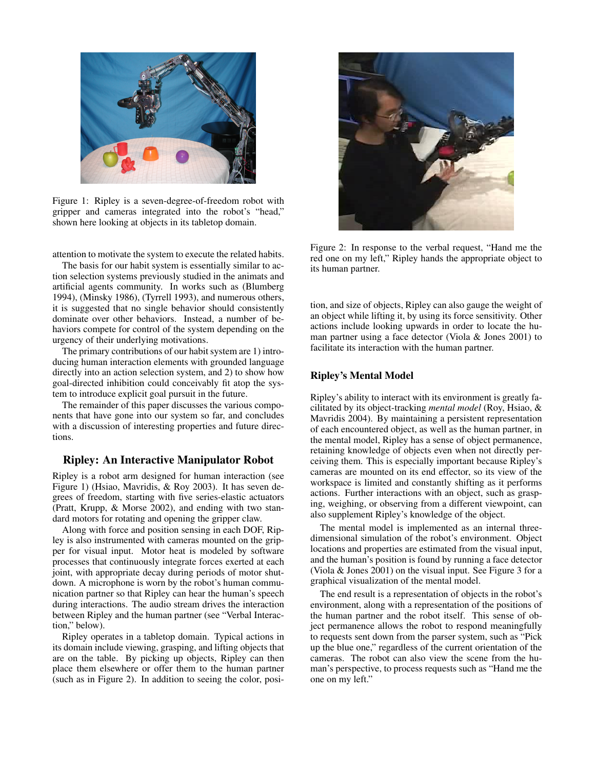Figure 1: Ripley is a seven-degree-of-freedom robot with gripper and cameras integrated into the robot's "head," shown here looking at objects in its tabletop domain.

attention to motivate the system to execute the related habits.

The basis for our habit system is essentially similar to action selection systems previously studied in the animats and artificial agents community. In works such as (Blumberg 1994), (Minsky 1986), (Tyrrell 1993), and numerous others, it is suggested that no single behavior should consistently dominate over other behaviors. Instead, a number of behaviors compete for control of the system depending on the urgency of their underlying motivations.

The primary contributions of our habit system are 1) introducing human interaction elements with grounded language directly into an action selection system, and 2) to show how goal-directed inhibition could conceivably fit atop the system to introduce explicit goal pursuit in the future.

The remainder of this paper discusses the various components that have gone into our system so far, and concludes with a discussion of interesting properties and future directions.

## Ripley: An Interactive Manipulator Robot

Ripley is a robot arm designed for human interaction (see Figure 1) (Hsiao, Mavridis, & Roy 2003). It has seven degrees of freedom, starting with five series-elastic actuators (Pratt, Krupp, & Morse 2002), and ending with two standard motors for rotating and opening the gripper claw.

Along with force and position sensing in each DOF, Ripley is also instrumented with cameras mounted on the gripper for visual input. Motor heat is modeled by software processes that continuously integrate forces exerted at each joint, with appropriate decay during periods of motor shutdown. A microphone is worn by the robot's human communication partner so that Ripley can hear the human's speech during interactions. The audio stream drives the interaction between Ripley and the human partner (see "Verbal Interaction," below).

Ripley operates in a tabletop domain. Typical actions in its domain include viewing, grasping, and lifting objects that are on the table. By picking up objects, Ripley can then place them elsewhere or offer them to the human partner (such as in Figure 2). In addition to seeing the color, position, and size of objects, Ripley can also gauge the weight of an object while lifting it, by using its force sensitivity. Other actions include looking upwards in order to locate the human partner using a face detector (Viola & Jones 2001) to facilitate its interaction with the human partner.

Figure 2: In response to the verbal request, "Hand me the red one on my left," Ripley hands the appropriate object to its human partner.

## Ripley's Mental Model

Ripley's ability to interact with its environment is greatly facilitated by its object-tracking *mental model* (Roy, Hsiao, & Mavridis 2004). By maintaining a persistent representation of each encountered object, as well as the human partner, in the mental model, Ripley has a sense of object permanence, retaining knowledge of objects even when not directly perceiving them. This is especially important because Ripley's cameras are mounted on its end effector, so its view of the workspace is limited and constantly shifting as it performs actions. Further interactions with an object, such as grasping, weighing, or observing from a different viewpoint, can also supplement Ripley's knowledge of the object.

The mental model is implemented as an internal three-dimensional simulation of the robot's environment. Object locations and properties are estimated from the visual input, and the human's position is found by running a face detector (Viola & Jones 2001) on the visual input. See Figure 3 for a graphical visualization of the mental model.

The end result is a representation of objects in the robot's environment, along with a representation of the positions of the human partner and the robot itself. This sense of object permanence allows the robot to respond meaningfully to requests sent down from the parser system, such as "Pick up the blue one," regardless of the current orientation of the cameras. The robot can also view the scene from the human's perspective, to process requests such as "Hand me the one on my left."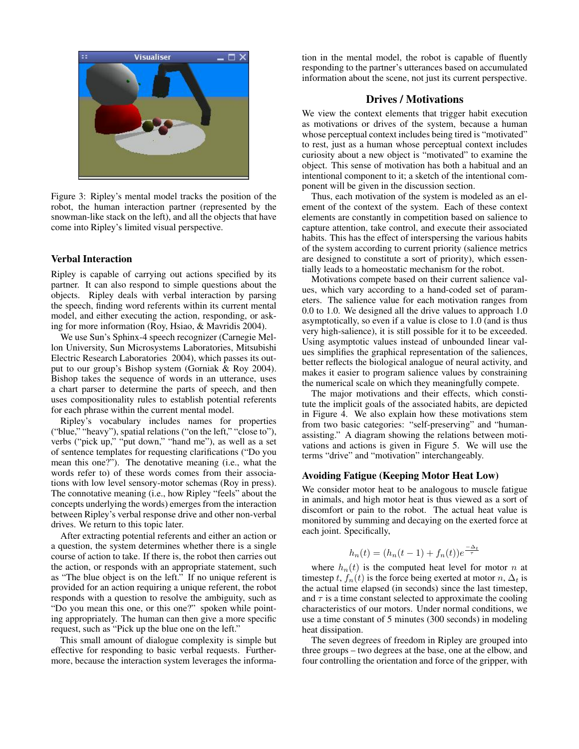Figure 3: Ripley's mental model tracks the position of the robot, the human interaction partner (represented by the snowman-like stack on the left), and all the objects that have come into Ripley's limited visual perspective.

### Verbal Interaction

Ripley is capable of carrying out actions specified by its partner. It can also respond to simple questions about the objects. Ripley deals with verbal interaction by parsing the speech, finding word referents within its current mental model, and either executing the action, responding, or asking for more information (Roy, Hsiao, & Mavridis 2004).

We use Sun's Sphinx-4 speech recognizer (Carnegie Mellon University, Sun Microsystems Laboratories, Mitsubishi Electric Research Laboratories 2004), which passes its output to our group's Bishop system (Gorniak & Roy 2004). Bishop takes the sequence of words in an utterance, uses a chart parser to determine the parts of speech, and then uses compositionality rules to establish potential referents for each phrase within the current mental model.

Ripley's vocabulary includes names for properties ("blue," "heavy"), spatial relations ("on the left," "close to"), verbs ("pick up," "put down," "hand me"), as well as a set of sentence templates for requesting clarifications ("Do you mean this one?"). The denotative meaning (i.e., what the words refer to) of these words comes from their associations with low level sensory-motor schemas (Roy in press). The connotative meaning (i.e., how Ripley "feels" about the concepts underlying the words) emerges from the interaction between Ripley's verbal response drive and other non-verbal drives. We return to this topic later.

After extracting potential referents and either an action or a question, the system determines whether there is a single course of action to take. If there is, the robot then carries out the action, or responds with an appropriate statement, such as "The blue object is on the left." If no unique referent is provided for an action requiring a unique referent, the robot responds with a question to resolve the ambiguity, such as "Do you mean this one, or this one?" spoken while pointing appropriately. The human can then give a more specific request, such as "Pick up the blue one on the left."

This small amount of dialogue complexity is simple but effective for responding to basic verbal requests. Furthermore, because the interaction system leverages the information in the mental model, the robot is capable of fluently responding to the partner's utterances based on accumulated information about the scene, not just its current perspective.

## Drives / Motivations

We view the context elements that trigger habit execution as motivations or drives of the system, because a human whose perceptual context includes being tired is "motivated" to rest, just as a human whose perceptual context includes curiosity about a new object is "motivated" to examine the object. This sense of motivation has both a habitual and an intentional component to it; a sketch of the intentional component will be given in the discussion section.

Thus, each motivation of the system is modeled as an element of the context of the system. Each of these context elements are constantly in competition based on salience to capture attention, take control, and execute their associated habits. This has the effect of interspersing the various habits of the system according to current priority (salience metrics are designed to constitute a sort of priority), which essentially leads to a homeostatic mechanism for the robot.

Motivations compete based on their current salience values, which vary according to a hand-coded set of parameters. The salience value for each motivation ranges from 0.0 to 1.0. We designed all the drive values to approach 1.0 asymptotically, so even if a value is close to 1.0 (and is thus very high-salience), it is still possible for it to be exceeded. Using asymptotic values instead of unbounded linear values simplifies the graphical representation of the saliences, better reflects the biological analogue of neural activity, and makes it easier to program salience values by constraining the numerical scale on which they meaningfully compete.

The major motivations and their effects, which constitute the implicit goals of the associated habits, are depicted in Figure 4. We also explain how these motivations stem from two basic categories: "self-preserving" and "human-assisting." A diagram showing the relations between motivations and actions is given in Figure 5. We will use the terms "drive" and "motivation" interchangeably.

### Avoiding Fatigue (Keeping Motor Heat Low)

We consider motor heat to be analogous to muscle fatigue in animals, and high motor heat is thus viewed as a sort of discomfort or pain to the robot. The actual heat value is monitored by summing and decaying on the exerted force at each joint. Specifically,

$$h_n(t) = (h_n(t-1) + f_n(t))e^{\frac{-\Delta_t}{\tau}}$$

where $h_n(t)$ is the computed heat level for motor $n$ at timestep $t$, $f_n(t)$ is the force being exerted at motor $n$, $\Delta_t$ is the actual time elapsed (in seconds) since the last timestep, and $\tau$ is a time constant selected to approximate the cooling characteristics of our motors. Under normal conditions, we use a time constant of 5 minutes (300 seconds) in modeling heat dissipation.

The seven degrees of freedom in Ripley are grouped into three groups – two degrees at the base, one at the elbow, and four controlling the orientation and force of the gripper, with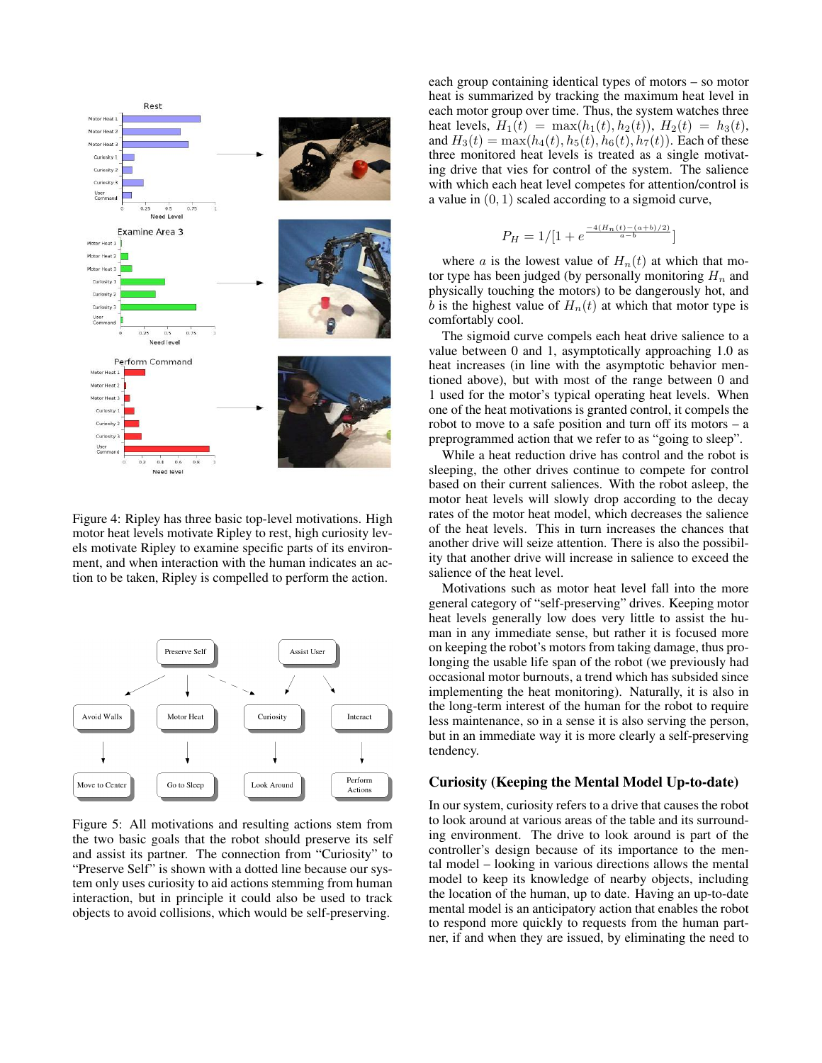Figure 4: Ripley has three basic top-level motivations. High motor heat levels motivate Ripley to rest, high curiosity levels motivate Ripley to examine specific parts of its environment, and when interaction with the human indicates an action to be taken, Ripley is compelled to perform the action.

Figure 5: All motivations and resulting actions stem from the two basic goals that the robot should preserve its self and assist its partner. The connection from "Curiosity" to "Preserve Self" is shown with a dotted line because our system only uses curiosity to aid actions stemming from human interaction, but in principle it could also be used to track objects to avoid collisions, which would be self-preserving.

each group containing identical types of motors – so motor heat is summarized by tracking the maximum heat level in each motor group over time. Thus, the system watches three heat levels, $H_1(t) = \max(h_1(t), h_2(t))$, $H_2(t) = h_3(t)$, and $H_3(t) = \max(h_4(t), h_5(t), h_6(t), h_7(t))$. Each of these three monitored heat levels is treated as a single motivating drive that vies for control of the system. The salience with which each heat level competes for attention/control is a value in $(0, 1)$ scaled according to a sigmoid curve,

$$P_H = 1/[1 + e^{\frac{-4(H_n(t)-(a+b)/2)}{a-b}}]$$

where $a$ is the lowest value of $H_n(t)$ at which that motor type has been judged (by personally monitoring $H_n$ and physically touching the motors) to be dangerously hot, and $b$ is the highest value of $H_n(t)$ at which that motor type is comfortably cool.

The sigmoid curve compels each heat drive salience to a value between 0 and 1, asymptotically approaching 1.0 as heat increases (in line with the asymptotic behavior mentioned above), but with most of the range between 0 and 1 used for the motor's typical operating heat levels. When one of the heat motivations is granted control, it compels the robot to move to a safe position and turn off its motors – a preprogrammed action that we refer to as "going to sleep".

While a heat reduction drive has control and the robot is sleeping, the other drives continue to compete for control based on their current saliences. With the robot asleep, the motor heat levels will slowly drop according to the decay rates of the motor heat model, which decreases the salience of the heat levels. This in turn increases the chances that another drive will seize attention. There is also the possibility that another drive will increase in salience to exceed the salience of the heat level.

Motivations such as motor heat level fall into the more general category of "self-preserving" drives. Keeping motor heat levels generally low does very little to assist the human in any immediate sense, but rather it is focused more on keeping the robot's motors from taking damage, thus prolonging the usable life span of the robot (we previously had occasional motor burnouts, a trend which has subsided since implementing the heat monitoring). Naturally, it is also in the long-term interest of the human for the robot to require less maintenance, so in a sense it is also serving the person, but in an immediate way it is more clearly a self-preserving tendency.

## Curiosity (Keeping the Mental Model Up-to-date)

In our system, curiosity refers to a drive that causes the robot to look around at various areas of the table and its surrounding environment. The drive to look around is part of the controller's design because of its importance to the mental model – looking in various directions allows the mental model to keep its knowledge of nearby objects, including the location of the human, up to date. Having an up-to-date mental model is an anticipatory action that enables the robot to respond more quickly to requests from the human partner, if and when they are issued, by eliminating the need to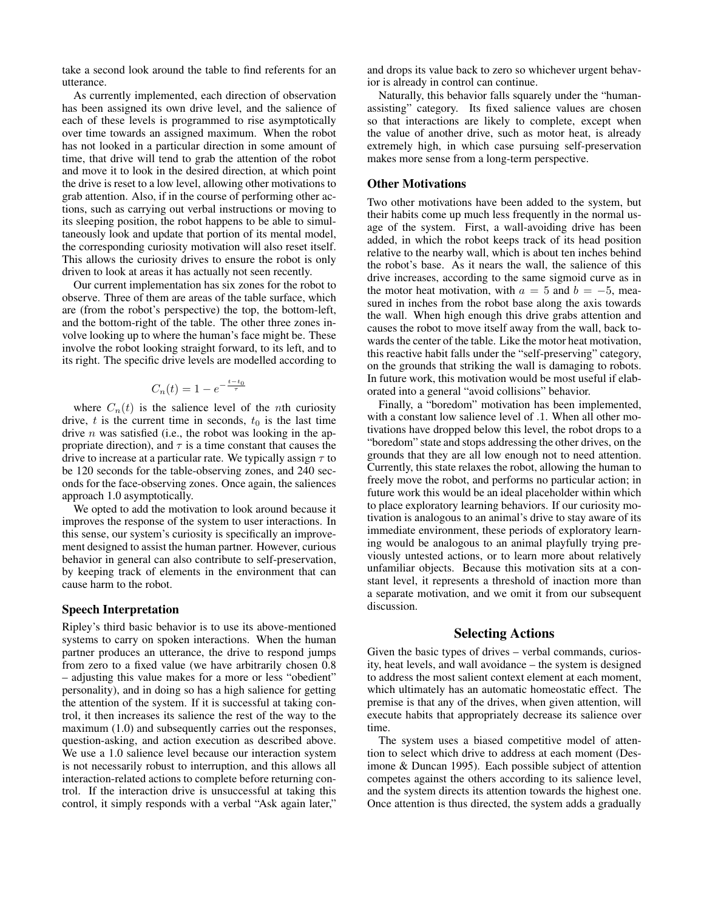take a second look around the table to find referents for an utterance.

As currently implemented, each direction of observation has been assigned its own drive level, and the salience of each of these levels is programmed to rise asymptotically over time towards an assigned maximum. When the robot has not looked in a particular direction in some amount of time, that drive will tend to grab the attention of the robot and move it to look in the desired direction, at which point the drive is reset to a low level, allowing other motivations to grab attention. Also, if in the course of performing other actions, such as carrying out verbal instructions or moving to its sleeping position, the robot happens to be able to simultaneously look and update that portion of its mental model, the corresponding curiosity motivation will also reset itself. This allows the curiosity drives to ensure the robot is only driven to look at areas it has actually not seen recently.

Our current implementation has six zones for the robot to observe. Three of them are areas of the table surface, which are (from the robot's perspective) the top, the bottom-left, and the bottom-right of the table. The other three zones involve looking up to where the human's face might be. These involve the robot looking straight forward, to its left, and to its right. The specific drive levels are modelled according to

$$C_n(t) = 1 - e^{-\frac{t-t_0}{\tau}}$$

where $C_n(t)$ is the salience level of the $n$th curiosity drive, $t$ is the current time in seconds, $t_0$ is the last time drive $n$ was satisfied (i.e., the robot was looking in the appropriate direction), and $\tau$ is a time constant that causes the drive to increase at a particular rate. We typically assign $\tau$ to be 120 seconds for the table-observing zones, and 240 seconds for the face-observing zones. Once again, the saliences approach 1.0 asymptotically.

We opted to add the motivation to look around because it improves the response of the system to user interactions. In this sense, our system's curiosity is specifically an improvement designed to assist the human partner. However, curious behavior in general can also contribute to self-preservation, by keeping track of elements in the environment that can cause harm to the robot.

### Speech Interpretation

Ripley's third basic behavior is to use its above-mentioned systems to carry on spoken interactions. When the human partner produces an utterance, the drive to respond jumps from zero to a fixed value (we have arbitrarily chosen 0.8 – adjusting this value makes for a more or less "obedient" personality), and in doing so has a high salience for getting the attention of the system. If it is successful at taking control, it then increases its salience the rest of the way to the maximum (1.0) and subsequently carries out the responses, question-asking, and action execution as described above. We use a 1.0 salience level because our interaction system is not necessarily robust to interruption, and this allows all interaction-related actions to complete before returning control. If the interaction drive is unsuccessful at taking this control, it simply responds with a verbal "Ask again later," and drops its value back to zero so whichever urgent behavior is already in control can continue.

Naturally, this behavior falls squarely under the "human-assisting" category. Its fixed salience values are chosen so that interactions are likely to complete, except when the value of another drive, such as motor heat, is already extremely high, in which case pursuing self-preservation makes more sense from a long-term perspective.

### Other Motivations

Two other motivations have been added to the system, but their habits come up much less frequently in the normal usage of the system. First, a wall-avoiding drive has been added, in which the robot keeps track of its head position relative to the nearby wall, which is about ten inches behind the robot's base. As it nears the wall, the salience of this drive increases, according to the same sigmoid curve as in the motor heat motivation, with $a = 5$ and $b = -5$, measured in inches from the robot base along the axis towards the wall. When high enough this drive grabs attention and causes the robot to move itself away from the wall, back towards the center of the table. Like the motor heat motivation, this reactive habit falls under the "self-preserving" category, on the grounds that striking the wall is damaging to robots. In future work, this motivation would be most useful if elaborated into a general "avoid collisions" behavior.

Finally, a "boredom" motivation has been implemented, with a constant low salience level of .1. When all other motivations have dropped below this level, the robot drops to a "boredom" state and stops addressing the other drives, on the grounds that they are all low enough not to need attention. Currently, this state relaxes the robot, allowing the human to freely move the robot, and performs no particular action; in future work this would be an ideal placeholder within which to place exploratory learning behaviors. If our curiosity motivation is analogous to an animal's drive to stay aware of its immediate environment, these periods of exploratory learning would be analogous to an animal playfully trying previously untested actions, or to learn more about relatively unfamiliar objects. Because this motivation sits at a constant level, it represents a threshold of inaction more than a separate motivation, and we omit it from our subsequent discussion.

## Selecting Actions

Given the basic types of drives – verbal commands, curiosity, heat levels, and wall avoidance – the system is designed to address the most salient context element at each moment, which ultimately has an automatic homeostatic effect. The premise is that any of the drives, when given attention, will execute habits that appropriately decrease its salience over time.

The system uses a biased competitive model of attention to select which drive to address at each moment (Desimone & Duncan 1995). Each possible subject of attention competes against the others according to its salience level, and the system directs its attention towards the highest one. Once attention is thus directed, the system adds a gradually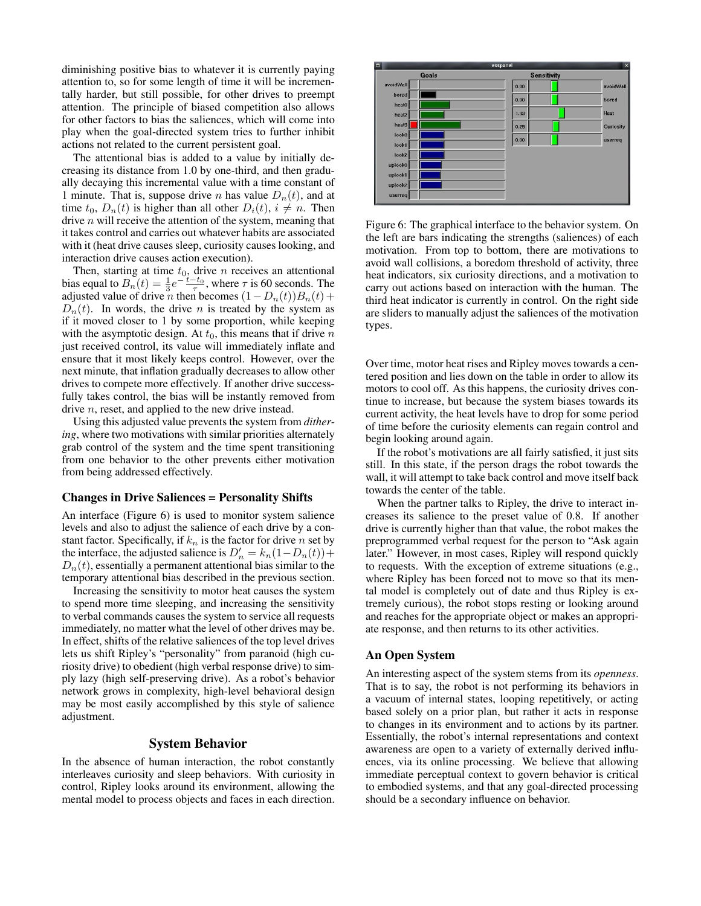diminishing positive bias to whatever it is currently paying attention to, so for some length of time it will be incrementally harder, but still possible, for other drives to preempt attention. The principle of biased competition also allows for other factors to bias the saliences, which will come into play when the goal-directed system tries to further inhibit actions not related to the current persistent goal.

The attentional bias is added to a value by initially decreasing its distance from 1.0 by one-third, and then gradually decaying this incremental value with a time constant of 1 minute. That is, suppose drive $n$ has value $D_n(t)$, and at time $t_0$, $D_n(t)$ is higher than all other $D_i(t)$, $i \neq n$. Then drive $n$ will receive the attention of the system, meaning that it takes control and carries out whatever habits are associated with it (heat drive causes sleep, curiosity causes looking, and interaction drive causes action execution).

Then, starting at time $t_0$, drive $n$ receives an attentional bias equal to $B_n(t) = \frac{1}{3}e^{-\frac{t-t_0}{\tau}}$, where $\tau$ is 60 seconds. The adjusted value of drive $n$ then becomes $(1 - D_n(t))B_n(t) + D_n(t)$. In words, the drive $n$ is treated by the system as if it moved closer to 1 by some proportion, while keeping with the asymptotic design. At $t_0$, this means that if drive $n$ just received control, its value will immediately inflate and ensure that it most likely keeps control. However, over the next minute, that inflation gradually decreases to allow other drives to compete more effectively. If another drive successfully takes control, the bias will be instantly removed from drive $n$, reset, and applied to the new drive instead.

Using this adjusted value prevents the system from *dithering*, where two motivations with similar priorities alternately grab control of the system and the time spent transitioning from one behavior to the other prevents either motivation from being addressed effectively.

### Changes in Drive Saliences = Personality Shifts

An interface (Figure 6) is used to monitor system salience levels and also to adjust the salience of each drive by a constant factor. Specifically, if $k_n$ is the factor for drive $n$ set by the interface, the adjusted salience is $D'_n = k_n(1-D_n(t)) + D_n(t)$, essentially a permanent attentional bias similar to the temporary attentional bias described in the previous section.

Increasing the sensitivity to motor heat causes the system to spend more time sleeping, and increasing the sensitivity to verbal commands causes the system to service all requests immediately, no matter what the level of other drives may be. In effect, shifts of the relative saliences of the top level drives lets us shift Ripley's "personality" from paranoid (high curiosity drive) to obedient (high verbal response drive) to simply lazy (high self-preserving drive). As a robot's behavior network grows in complexity, high-level behavioral design may be most easily accomplished by this style of salience adjustment.

## System Behavior

In the absence of human interaction, the robot constantly interleaves curiosity and sleep behaviors. With curiosity in control, Ripley looks around its environment, allowing the mental model to process objects and faces in each direction.

Figure 6: The graphical interface to the behavior system. On the left are bars indicating the strengths (saliences) of each motivation. From top to bottom, there are motivations to avoid wall collisions, a boredom threshold of activity, three heat indicators, six curiosity directions, and a motivation to carry out actions based on interaction with the human. The third heat indicator is currently in control. On the right side are sliders to manually adjust the saliences of the motivation types.

Over time, motor heat rises and Ripley moves towards a centered position and lies down on the table in order to allow its motors to cool off. As this happens, the curiosity drives continue to increase, but because the system biases towards its current activity, the heat levels have to drop for some period of time before the curiosity elements can regain control and begin looking around again.

If the robot's motivations are all fairly satisfied, it just sits still. In this state, if the person drags the robot towards the wall, it will attempt to take back control and move itself back towards the center of the table.

When the partner talks to Ripley, the drive to interact increases its salience to the preset value of 0.8. If another drive is currently higher than that value, the robot makes the preprogrammed verbal request for the person to "Ask again later." However, in most cases, Ripley will respond quickly to requests. With the exception of extreme situations (e.g., where Ripley has been forced not to move so that its mental model is completely out of date and thus Ripley is extremely curious), the robot stops resting or looking around and reaches for the appropriate object or makes an appropriate response, and then returns to its other activities.

### An Open System

An interesting aspect of the system stems from its *openness*. That is to say, the robot is not performing its behaviors in a vacuum of internal states, looping repetitively, or acting based solely on a prior plan, but rather it acts in response to changes in its environment and to actions by its partner. Essentially, the robot's internal representations and context awareness are open to a variety of externally derived influences, via its online processing. We believe that allowing immediate perceptual context to govern behavior is critical to embodied systems, and that any goal-directed processing should be a secondary influence on behavior.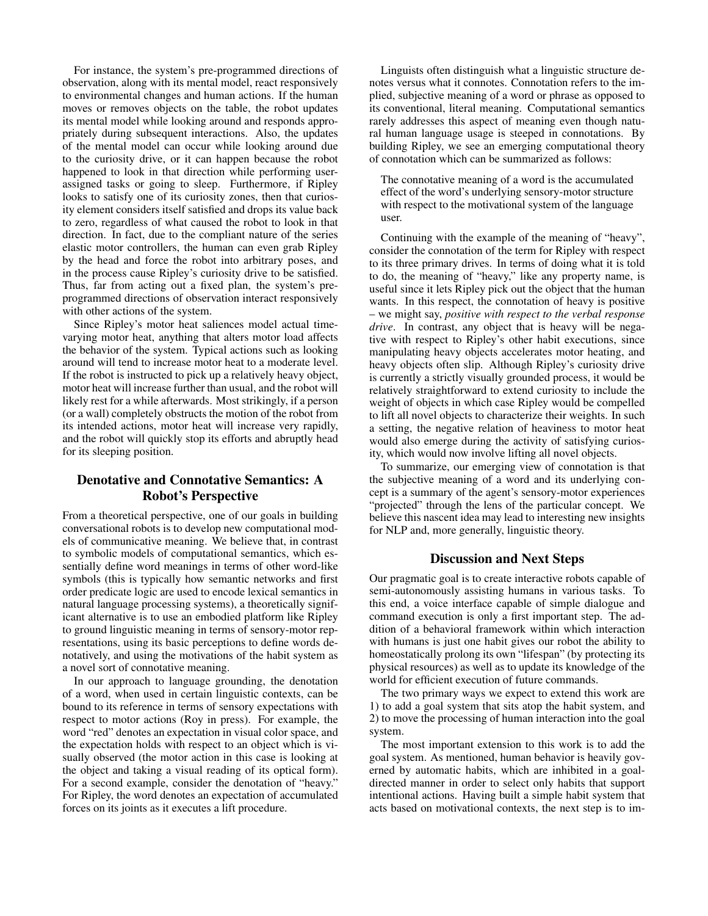For instance, the system's pre-programmed directions of observation, along with its mental model, react responsively to environmental changes and human actions. If the human moves or removes objects on the table, the robot updates its mental model while looking around and responds appropriately during subsequent interactions. Also, the updates of the mental model can occur while looking around due to the curiosity drive, or it can happen because the robot happened to look in that direction while performing user-assigned tasks or going to sleep. Furthermore, if Ripley looks to satisfy one of its curiosity zones, then that curiosity element considers itself satisfied and drops its value back to zero, regardless of what caused the robot to look in that direction. In fact, due to the compliant nature of the series elastic motor controllers, the human can even grab Ripley by the head and force the robot into arbitrary poses, and in the process cause Ripley's curiosity drive to be satisfied. Thus, far from acting out a fixed plan, the system's pre-programmed directions of observation interact responsively with other actions of the system.

Since Ripley's motor heat saliences model actual time-varying motor heat, anything that alters motor load affects the behavior of the system. Typical actions such as looking around will tend to increase motor heat to a moderate level. If the robot is instructed to pick up a relatively heavy object, motor heat will increase further than usual, and the robot will likely rest for a while afterwards. Most strikingly, if a person (or a wall) completely obstructs the motion of the robot from its intended actions, motor heat will increase very rapidly, and the robot will quickly stop its efforts and abruptly head for its sleeping position.

## Denotative and Connotative Semantics: A Robot's Perspective

From a theoretical perspective, one of our goals in building conversational robots is to develop new computational models of communicative meaning. We believe that, in contrast to symbolic models of computational semantics, which essentially define word meanings in terms of other word-like symbols (this is typically how semantic networks and first order predicate logic are used to encode lexical semantics in natural language processing systems), a theoretically significant alternative is to use an embodied platform like Ripley to ground linguistic meaning in terms of sensory-motor representations, using its basic perceptions to define words denotatively, and using the motivations of the habit system as a novel sort of connotative meaning.

In our approach to language grounding, the denotation of a word, when used in certain linguistic contexts, can be bound to its reference in terms of sensory expectations with respect to motor actions (Roy in press). For example, the word "red" denotes an expectation in visual color space, and the expectation holds with respect to an object which is visually observed (the motor action in this case is looking at the object and taking a visual reading of its optical form). For a second example, consider the denotation of "heavy." For Ripley, the word denotes an expectation of accumulated forces on its joints as it executes a lift procedure.

Linguists often distinguish what a linguistic structure denotes versus what it connotes. Connotation refers to the implied, subjective meaning of a word or phrase as opposed to its conventional, literal meaning. Computational semantics rarely addresses this aspect of meaning even though natural human language usage is steeped in connotations. By building Ripley, we see an emerging computational theory of connotation which can be summarized as follows:

> The connotative meaning of a word is the accumulated effect of the word's underlying sensory-motor structure with respect to the motivational system of the language user.

Continuing with the example of the meaning of "heavy", consider the connotation of the term for Ripley with respect to its three primary drives. In terms of doing what it is told to do, the meaning of "heavy," like any property name, is useful since it lets Ripley pick out the object that the human wants. In this respect, the connotation of heavy is positive – we might say, *positive with respect to the verbal response drive*. In contrast, any object that is heavy will be negative with respect to Ripley's other habit executions, since manipulating heavy objects accelerates motor heating, and heavy objects often slip. Although Ripley's curiosity drive is currently a strictly visually grounded process, it would be relatively straightforward to extend curiosity to include the weight of objects in which case Ripley would be compelled to lift all novel objects to characterize their weights. In such a setting, the negative relation of heaviness to motor heat would also emerge during the activity of satisfying curiosity, which would now involve lifting all novel objects.

To summarize, our emerging view of connotation is that the subjective meaning of a word and its underlying concept is a summary of the agent's sensory-motor experiences "projected" through the lens of the particular concept. We believe this nascent idea may lead to interesting new insights for NLP and, more generally, linguistic theory.

## Discussion and Next Steps

Our pragmatic goal is to create interactive robots capable of semi-autonomously assisting humans in various tasks. To this end, a voice interface capable of simple dialogue and command execution is only a first important step. The addition of a behavioral framework within which interaction with humans is just one habit gives our robot the ability to homeostatically prolong its own "lifespan" (by protecting its physical resources) as well as to update its knowledge of the world for efficient execution of future commands.

The two primary ways we expect to extend this work are 1) to add a goal system that sits atop the habit system, and 2) to move the processing of human interaction into the goal system.

The most important extension to this work is to add the goal system. As mentioned, human behavior is heavily governed by automatic habits, which are inhibited in a goal-directed manner in order to select only habits that support intentional actions. Having built a simple habit system that acts based on motivational contexts, the next step is to im-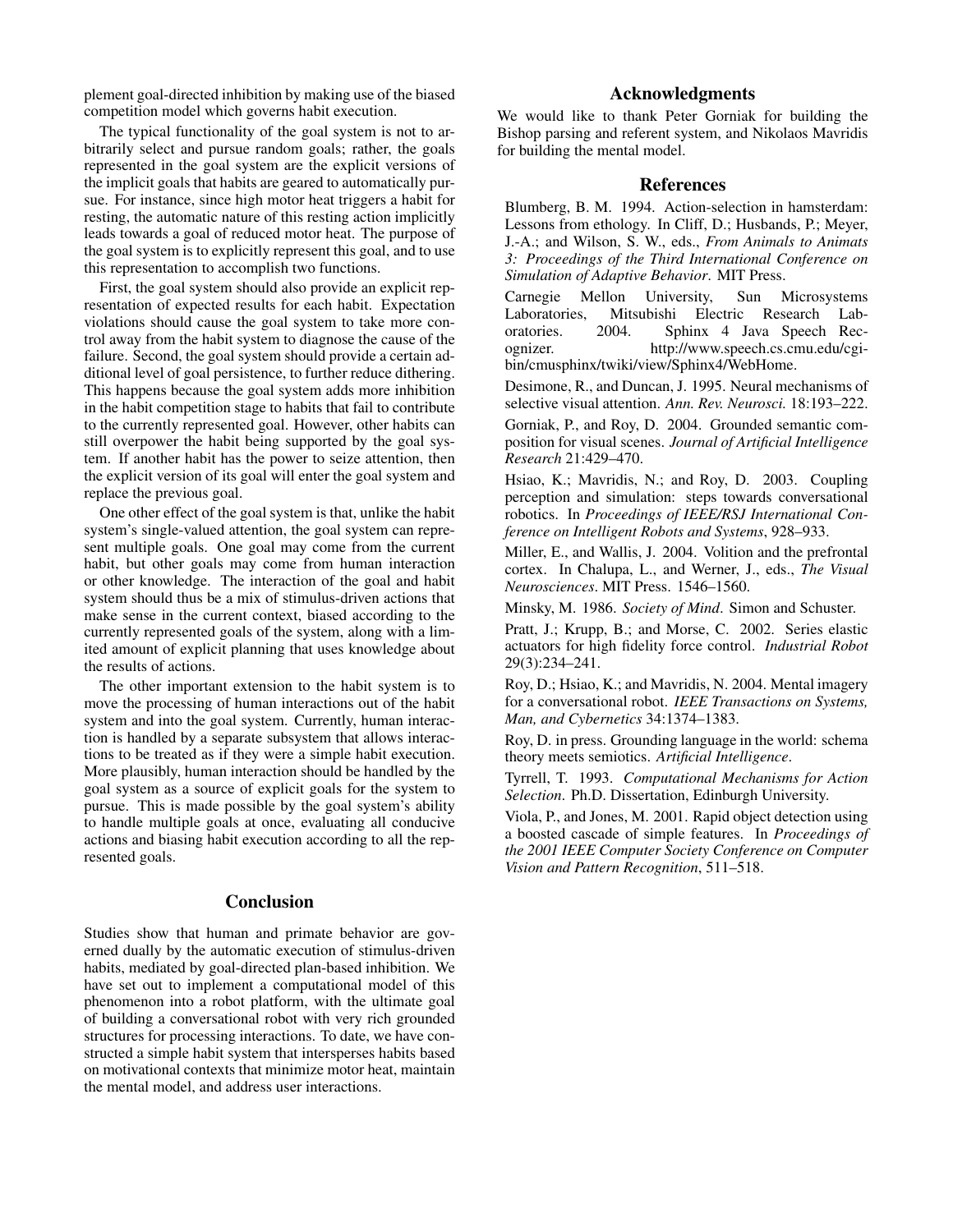plement goal-directed inhibition by making use of the biased competition model which governs habit execution.

The typical functionality of the goal system is not to arbitrarily select and pursue random goals; rather, the goals represented in the goal system are the explicit versions of the implicit goals that habits are geared to automatically pursue. For instance, since high motor heat triggers a habit for resting, the automatic nature of this resting action implicitly leads towards a goal of reduced motor heat. The purpose of the goal system is to explicitly represent this goal, and to use this representation to accomplish two functions.

First, the goal system should also provide an explicit representation of expected results for each habit. Expectation violations should cause the goal system to take more control away from the habit system to diagnose the cause of the failure. Second, the goal system should provide a certain additional level of goal persistence, to further reduce dithering. This happens because the goal system adds more inhibition in the habit competition stage to habits that fail to contribute to the currently represented goal. However, other habits can still overpower the habit being supported by the goal system. If another habit has the power to seize attention, then the explicit version of its goal will enter the goal system and replace the previous goal.

One other effect of the goal system is that, unlike the habit system's single-valued attention, the goal system can represent multiple goals. One goal may come from the current habit, but other goals may come from human interaction or other knowledge. The interaction of the goal and habit system should thus be a mix of stimulus-driven actions that make sense in the current context, biased according to the currently represented goals of the system, along with a limited amount of explicit planning that uses knowledge about the results of actions.

The other important extension to the habit system is to move the processing of human interactions out of the habit system and into the goal system. Currently, human interaction is handled by a separate subsystem that allows interactions to be treated as if they were a simple habit execution. More plausibly, human interaction should be handled by the goal system as a source of explicit goals for the system to pursue. This is made possible by the goal system's ability to handle multiple goals at once, evaluating all conducive actions and biasing habit execution according to all the represented goals.

## Conclusion

Studies show that human and primate behavior are governed dually by the automatic execution of stimulus-driven habits, mediated by goal-directed plan-based inhibition. We have set out to implement a computational model of this phenomenon into a robot platform, with the ultimate goal of building a conversational robot with very rich grounded structures for processing interactions. To date, we have constructed a simple habit system that intersperses habits based on motivational contexts that minimize motor heat, maintain the mental model, and address user interactions.

## Acknowledgments

We would like to thank Peter Gorniak for building the Bishop parsing and referent system, and Nikolaos Mavridis for building the mental model.

## References

Blumberg, B. M. 1994. Action-selection in hamsterdam: Lessons from ethology. In Cliff, D.; Husbands, P.; Meyer, J.-A.; and Wilson, S. W., eds., *From Animals to Animats 3: Proceedings of the Third International Conference on Simulation of Adaptive Behavior*. MIT Press.

Carnegie Mellon University, Sun Microsystems Laboratories, Mitsubishi Electric Research Laboratories. 2004. Sphinx 4 Java Speech Recognizer. http://www.speech.cs.cmu.edu/cgi-bin/cmusphinx/twiki/view/Sphinx4/WebHome.

Desimone, R., and Duncan, J. 1995. Neural mechanisms of selective visual attention. *Ann. Rev. Neurosci.* 18:193–222.

Gorniak, P., and Roy, D. 2004. Grounded semantic composition for visual scenes. *Journal of Artificial Intelligence Research* 21:429–470.

Hsiao, K.; Mavridis, N.; and Roy, D. 2003. Coupling perception and simulation: steps towards conversational robotics. In *Proceedings of IEEE/RSJ International Conference on Intelligent Robots and Systems*, 928–933.

Miller, E., and Wallis, J. 2004. Volition and the prefrontal cortex. In Chalupa, L., and Werner, J., eds., *The Visual Neurosciences*. MIT Press. 1546–1560.

Minsky, M. 1986. *Society of Mind*. Simon and Schuster.

Pratt, J.; Krupp, B.; and Morse, C. 2002. Series elastic actuators for high fidelity force control. *Industrial Robot* 29(3):234–241.

Roy, D.; Hsiao, K.; and Mavridis, N. 2004. Mental imagery for a conversational robot. *IEEE Transactions on Systems, Man, and Cybernetics* 34:1374–1383.

Roy, D. in press. Grounding language in the world: schema theory meets semiotics. *Artificial Intelligence*.

Tyrrell, T. 1993. *Computational Mechanisms for Action Selection*. Ph.D. Dissertation, Edinburgh University.

Viola, P., and Jones, M. 2001. Rapid object detection using a boosted cascade of simple features. In *Proceedings of the 2001 IEEE Computer Society Conference on Computer Vision and Pattern Recognition*, 511–518.